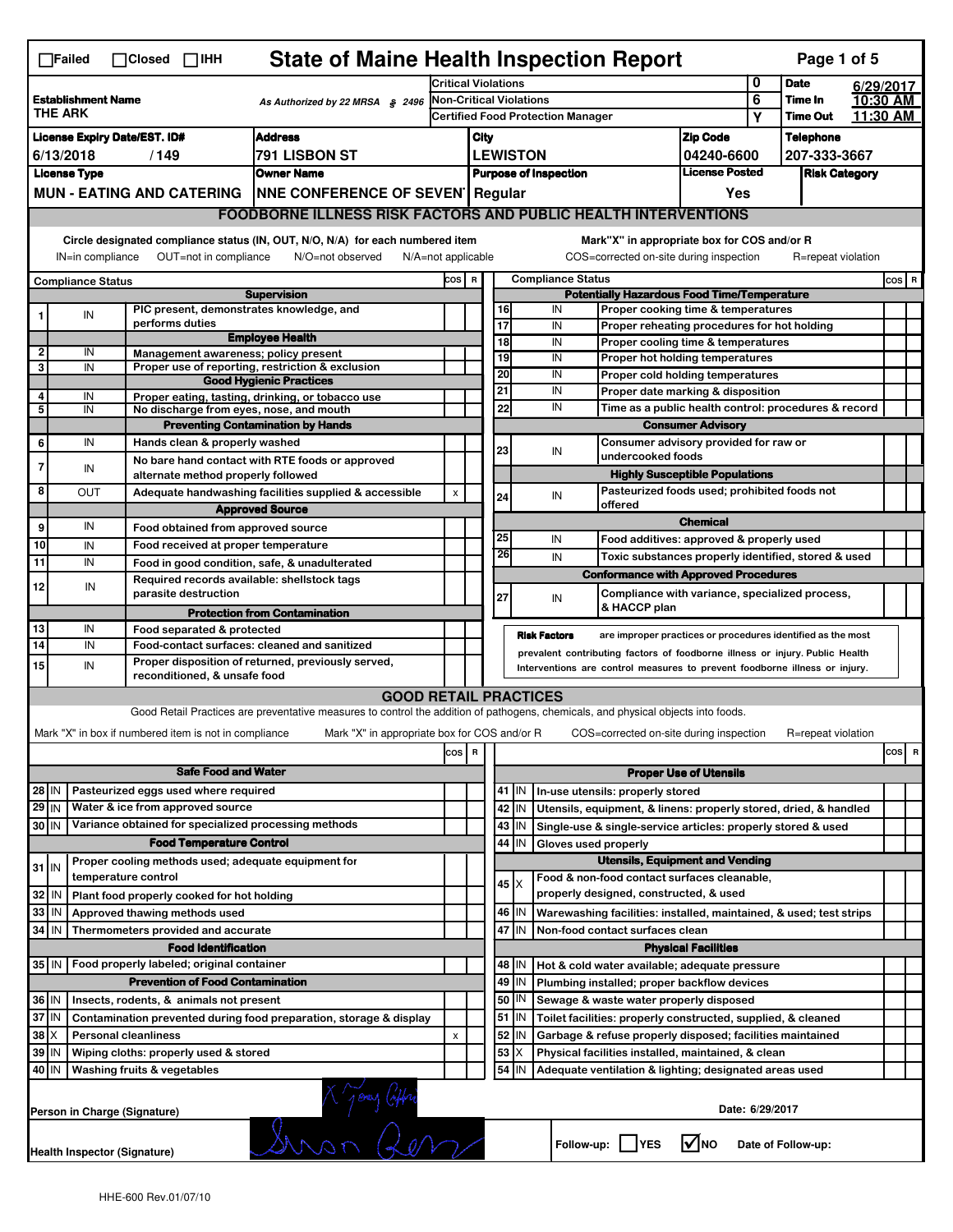# State of Maine Health Inspection Report

☐Failed ☐Closed ☐IHH

| Establishment Name | As Authorized by 22 MRSA § 2496 | Critical Violations | 0 | Date | 6/29/2017 |
|---|---|---|---|---|---|
| THE ARK | | Non-Critical Violations | 6 | Time In | 10:30 AM |
| | | Certified Food Protection Manager | Y | Time Out | 11:30 AM |

| License Expiry Date/EST. ID# | Address | City | Zip Code | Telephone |
|---|---|---|---|---|
| 6/13/2018 / 149 | 791 LISBON ST | LEWISTON | 04240-6600 | 207-333-3667 |

| License Type | Owner Name | Purpose of Inspection | License Posted | Risk Category |
|---|---|---|---|---|
| MUN - EATING AND CATERING | NNE CONFERENCE OF SEVEN | Regular | Yes | |

## FOODBORNE ILLNESS RISK FACTORS AND PUBLIC HEALTH INTERVENTIONS

Circle designated compliance status (IN, OUT, N/O, N/A) for each numbered item
IN=in compliance OUT=not in compliance N/O=not observed N/A=not applicable

Mark "X" in appropriate box for COS and/or R
COS=corrected on-site during inspection R=repeat violation

| # | Compliance Status | Item | COS | R |
|---|---|---|---|---|
| | | **Supervision** | | |
| 1 | IN | PIC present, demonstrates knowledge, and performs duties | | |
| | | **Employee Health** | | |
| 2 | IN | Management awareness; policy present | | |
| 3 | IN | Proper use of reporting, restriction & exclusion | | |
| | | **Good Hygienic Practices** | | |
| 4 | IN | Proper eating, tasting, drinking, or tobacco use | | |
| 5 | IN | No discharge from eyes, nose, and mouth | | |
| | | **Preventing Contamination by Hands** | | |
| 6 | IN | Hands clean & properly washed | | |
| 7 | IN | No bare hand contact with RTE foods or approved alternate method properly followed | | |
| 8 | OUT | Adequate handwashing facilities supplied & accessible | x | |
| | | **Approved Source** | | |
| 9 | IN | Food obtained from approved source | | |
| 10 | IN | Food received at proper temperature | | |
| 11 | IN | Food in good condition, safe, & unadulterated | | |
| 12 | IN | Required records available: shellstock tags parasite destruction | | |
| | | **Protection from Contamination** | | |
| 13 | IN | Food separated & protected | | |
| 14 | IN | Food-contact surfaces: cleaned and sanitized | | |
| 15 | IN | Proper disposition of returned, previously served, reconditioned, & unsafe food | | |
| | | **Potentially Hazardous Food Time/Temperature** | | |
| 16 | IN | Proper cooking time & temperatures | | |
| 17 | IN | Proper reheating procedures for hot holding | | |
| 18 | IN | Proper cooling time & temperatures | | |
| 19 | IN | Proper hot holding temperatures | | |
| 20 | IN | Proper cold holding temperatures | | |
| 21 | IN | Proper date marking & disposition | | |
| 22 | IN | Time as a public health control: procedures & record | | |
| | | **Consumer Advisory** | | |
| 23 | IN | Consumer advisory provided for raw or undercooked foods | | |
| | | **Highly Susceptible Populations** | | |
| 24 | IN | Pasteurized foods used; prohibited foods not offered | | |
| | | **Chemical** | | |
| 25 | IN | Food additives: approved & properly used | | |
| 26 | IN | Toxic substances properly identified, stored & used | | |
| | | **Conformance with Approved Procedures** | | |
| 27 | IN | Compliance with variance, specialized process, & HACCP plan | | |

**Risk Factors** are improper practices or procedures identified as the most prevalent contributing factors of foodborne illness or injury. Public Health Interventions are control measures to prevent foodborne illness or injury.

## GOOD RETAIL PRACTICES

Good Retail Practices are preventative measures to control the addition of pathogens, chemicals, and physical objects into foods.

Mark "X" in box if numbered item is not in compliance Mark "X" in appropriate box for COS and/or R COS=corrected on-site during inspection R=repeat violation

| # | Status | Item | COS | R |
|---|---|---|---|---|
| | | **Safe Food and Water** | | |
| 28 | IN | Pasteurized eggs used where required | | |
| 29 | IN | Water & ice from approved source | | |
| 30 | IN | Variance obtained for specialized processing methods | | |
| | | **Food Temperature Control** | | |
| 31 | IN | Proper cooling methods used; adequate equipment for temperature control | | |
| 32 | IN | Plant food properly cooked for hot holding | | |
| 33 | IN | Approved thawing methods used | | |
| 34 | IN | Thermometers provided and accurate | | |
| | | **Food Identification** | | |
| 35 | IN | Food properly labeled; original container | | |
| | | **Prevention of Food Contamination** | | |
| 36 | IN | Insects, rodents, & animals not present | | |
| 37 | IN | Contamination prevented during food preparation, storage & display | | |
| 38 | X | Personal cleanliness | x | |
| 39 | IN | Wiping cloths: properly used & stored | | |
| 40 | IN | Washing fruits & vegetables | | |
| | | **Proper Use of Utensils** | | |
| 41 | IN | In-use utensils: properly stored | | |
| 42 | IN | Utensils, equipment, & linens: properly stored, dried, & handled | | |
| 43 | IN | Single-use & single-service articles: properly stored & used | | |
| 44 | IN | Gloves used properly | | |
| | | **Utensils, Equipment and Vending** | | |
| 45 | X | Food & non-food contact surfaces cleanable, properly designed, constructed, & used | | |
| 46 | IN | Warewashing facilities: installed, maintained, & used; test strips | | |
| 47 | IN | Non-food contact surfaces clean | | |
| | | **Physical Facilities** | | |
| 48 | IN | Hot & cold water available; adequate pressure | | |
| 49 | IN | Plumbing installed; proper backflow devices | | |
| 50 | IN | Sewage & waste water properly disposed | | |
| 51 | IN | Toilet facilities: properly constructed, supplied, & cleaned | | |
| 52 | IN | Garbage & refuse properly disposed; facilities maintained | | |
| 53 | X | Physical facilities installed, maintained, & clean | | |
| 54 | IN | Adequate ventilation & lighting; designated areas used | | |

Person in Charge (Signature) Date: 6/29/2017

Health Inspector (Signature) Follow-up: ☐YES ☑NO Date of Follow-up:

HHE-600 Rev.01/07/10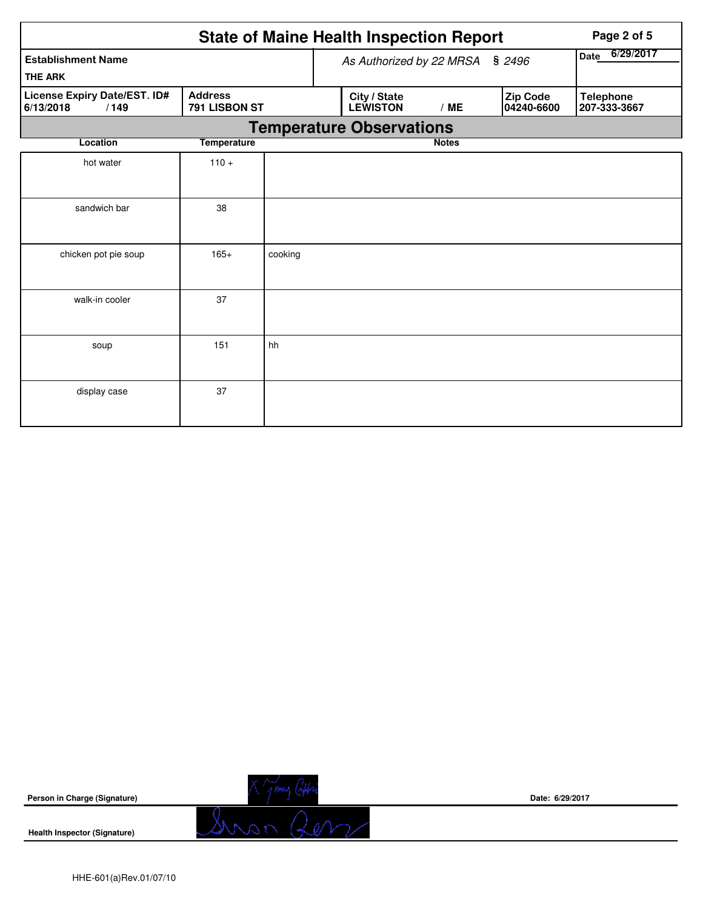# State of Maine Health Inspection Report

| Establishment Name | As Authorized by 22 MRSA § 2496 | | | Date 6/29/2017 |
|---|---|---|---|---|
| THE ARK | | | | |
| License Expiry Date/EST. ID# 6/13/2018 / 149 | Address 791 LISBON ST | City / State LEWISTON / ME | Zip Code 04240-6600 | Telephone 207-333-3667 |

## Temperature Observations

| Location | Temperature | Notes |
|---|---|---|
| hot water | 110 + | |
| sandwich bar | 38 | |
| chicken pot pie soup | 165+ | cooking |
| walk-in cooler | 37 | |
| soup | 151 | hh |
| display case | 37 | |

**Person in Charge (Signature)** _______________ **Date:** 6/29/2017

**Health Inspector (Signature)** _______________

HHE-601(a)Rev.01/07/10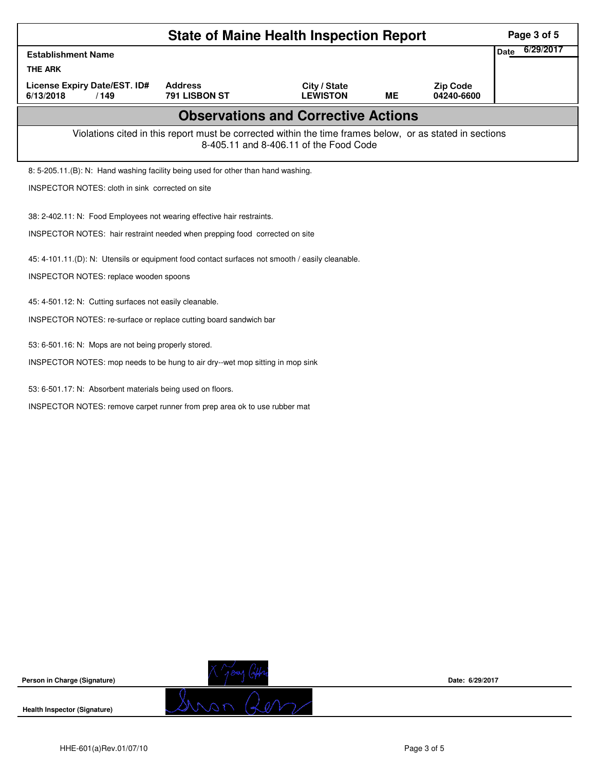# State of Maine Health Inspection Report

| Establishment Name | | | | | Date 6/29/2017 |
|---|---|---|---|---|---|
| THE ARK | | | | | |
| License Expiry Date/EST. ID# | Address | City / State | | Zip Code | |
| 6/13/2018 / 149 | 791 LISBON ST | LEWISTON | ME | 04240-6600 | |

## Observations and Corrective Actions

Violations cited in this report must be corrected within the time frames below, or as stated in sections 8-405.11 and 8-406.11 of the Food Code

8: 5-205.11.(B): N: Hand washing facility being used for other than hand washing.

INSPECTOR NOTES: cloth in sink corrected on site

38: 2-402.11: N: Food Employees not wearing effective hair restraints.

INSPECTOR NOTES: hair restraint needed when prepping food corrected on site

45: 4-101.11.(D): N: Utensils or equipment food contact surfaces not smooth / easily cleanable.

INSPECTOR NOTES: replace wooden spoons

45: 4-501.12: N: Cutting surfaces not easily cleanable.

INSPECTOR NOTES: re-surface or replace cutting board sandwich bar

53: 6-501.16: N: Mops are not being properly stored.

INSPECTOR NOTES: mop needs to be hung to air dry--wet mop sitting in mop sink

53: 6-501.17: N: Absorbent materials being used on floors.

INSPECTOR NOTES: remove carpet runner from prep area ok to use rubber mat

Person in Charge (Signature)

Date: 6/29/2017

Health Inspector (Signature)

HHE-601(a)Rev.01/07/10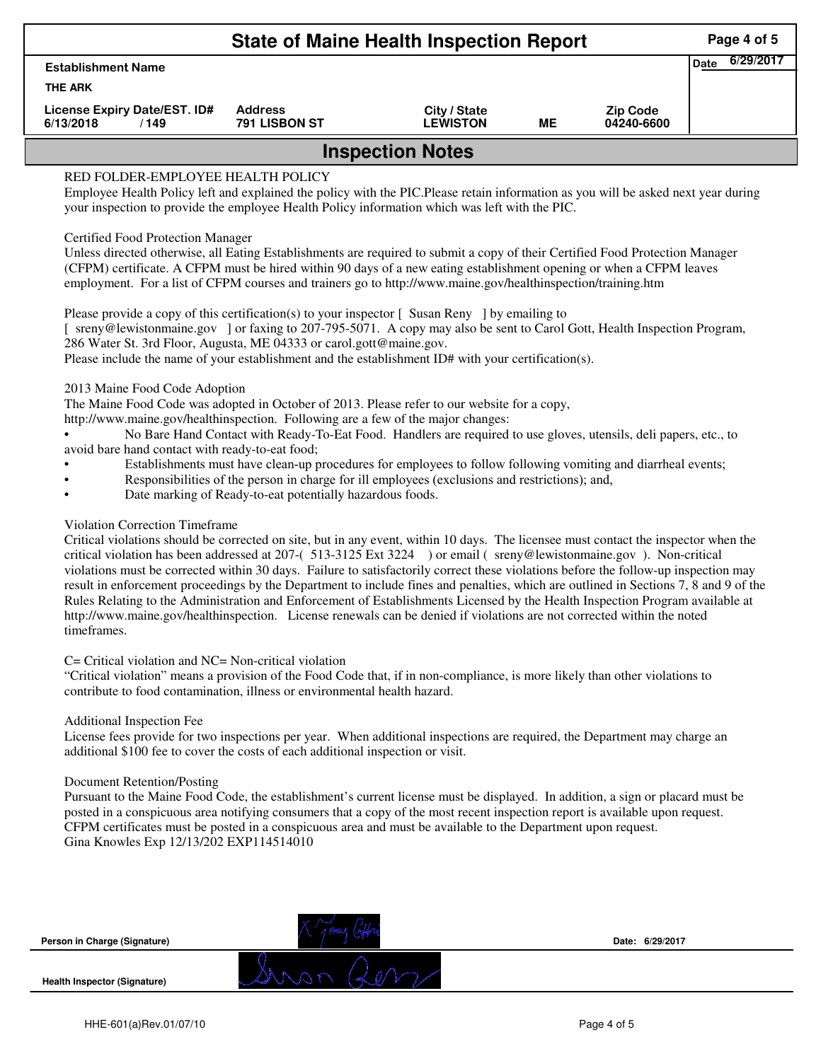# State of Maine Health Inspection Report

| Establishment Name | | | | | Date 6/29/2017 |
|---|---|---|---|---|---|
| THE ARK | | | | | |
| License Expiry Date/EST. ID# | Address | City / State | | Zip Code | |
| 6/13/2018 / 149 | 791 LISBON ST | LEWISTON | ME | 04240-6600 | |

## Inspection Notes

RED FOLDER-EMPLOYEE HEALTH POLICY
Employee Health Policy left and explained the policy with the PIC.Please retain information as you will be asked next year during your inspection to provide the employee Health Policy information which was left with the PIC.

Certified Food Protection Manager
Unless directed otherwise, all Eating Establishments are required to submit a copy of their Certified Food Protection Manager (CFPM) certificate. A CFPM must be hired within 90 days of a new eating establishment opening or when a CFPM leaves employment. For a list of CFPM courses and trainers go to http://www.maine.gov/healthinspection/training.htm

Please provide a copy of this certification(s) to your inspector [ Susan Reny ] by emailing to
[ sreny@lewistonmaine.gov ] or faxing to 207-795-5071. A copy may also be sent to Carol Gott, Health Inspection Program, 286 Water St. 3rd Floor, Augusta, ME 04333 or carol.gott@maine.gov.
Please include the name of your establishment and the establishment ID# with your certification(s).

2013 Maine Food Code Adoption
The Maine Food Code was adopted in October of 2013. Please refer to our website for a copy, http://www.maine.gov/healthinspection. Following are a few of the major changes:

- No Bare Hand Contact with Ready-To-Eat Food. Handlers are required to use gloves, utensils, deli papers, etc., to avoid bare hand contact with ready-to-eat food;
- Establishments must have clean-up procedures for employees to follow following vomiting and diarrheal events;
- Responsibilities of the person in charge for ill employees (exclusions and restrictions); and,
- Date marking of Ready-to-eat potentially hazardous foods.

Violation Correction Timeframe
Critical violations should be corrected on site, but in any event, within 10 days. The licensee must contact the inspector when the critical violation has been addressed at 207-( 513-3125 Ext 3224 ) or email ( sreny@lewistonmaine.gov ). Non-critical violations must be corrected within 30 days. Failure to satisfactorily correct these violations before the follow-up inspection may result in enforcement proceedings by the Department to include fines and penalties, which are outlined in Sections 7, 8 and 9 of the Rules Relating to the Administration and Enforcement of Establishments Licensed by the Health Inspection Program available at http://www.maine.gov/healthinspection. License renewals can be denied if violations are not corrected within the noted timeframes.

C= Critical violation and NC= Non-critical violation
"Critical violation" means a provision of the Food Code that, if in non-compliance, is more likely than other violations to contribute to food contamination, illness or environmental health hazard.

Additional Inspection Fee
License fees provide for two inspections per year. When additional inspections are required, the Department may charge an additional $100 fee to cover the costs of each additional inspection or visit.

Document Retention/Posting
Pursuant to the Maine Food Code, the establishment's current license must be displayed. In addition, a sign or placard must be posted in a conspicuous area notifying consumers that a copy of the most recent inspection report is available upon request. CFPM certificates must be posted in a conspicuous area and must be available to the Department upon request.
Gina Knowles Exp 12/13/202 EXP114514010

Person in Charge (Signature) — Date: 6/29/2017

Health Inspector (Signature)

HHE-601(a)Rev.01/07/10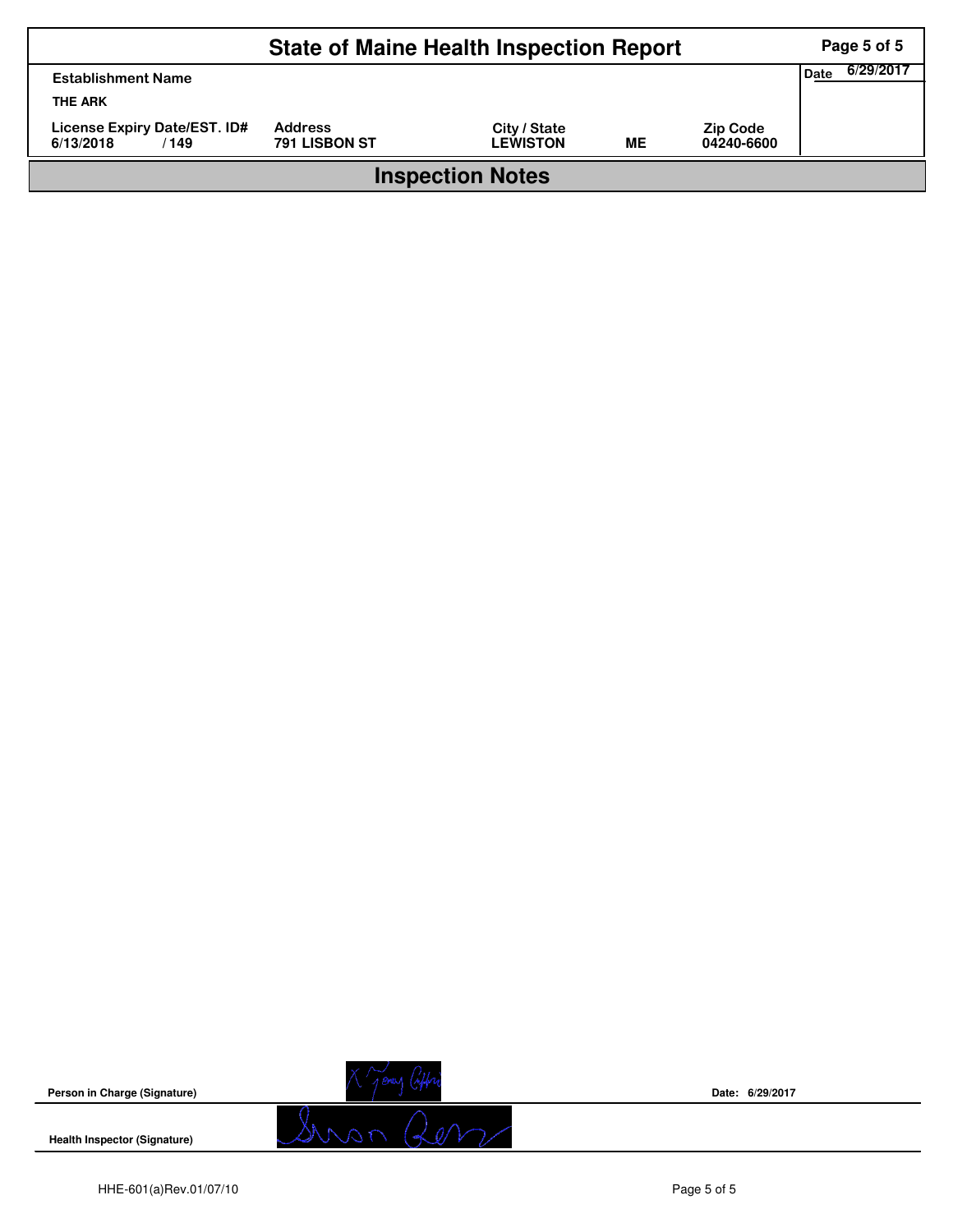# State of Maine Health Inspection Report

| Establishment Name | | | | | Date 6/29/2017 |
|---|---|---|---|---|---|
| THE ARK | | | | | |
| License Expiry Date/EST. ID# | Address | City / State | | Zip Code | |
| 6/13/2018 / 149 | 791 LISBON ST | LEWISTON | ME | 04240-6600 | |

## Inspection Notes

Person in Charge (Signature)

Date: 6/29/2017

Health Inspector (Signature)

HHE-601(a)Rev.01/07/10